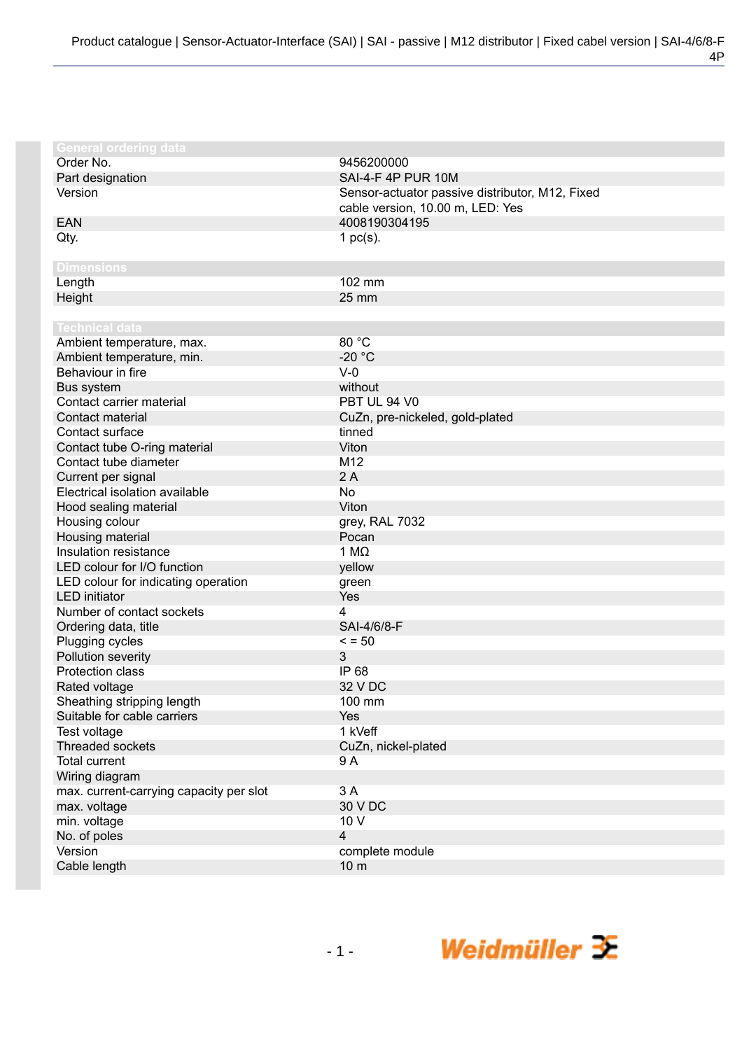## General ordering data

| | |
|---|---|
| Order No. | 9456200000 |
| Part designation | SAI-4-F 4P PUR 10M |
| Version | Sensor-actuator passive distributor, M12, Fixed cable version, 10.00 m, LED: Yes |
| EAN | 4008190304195 |
| Qty. | 1 pc(s). |

## Dimensions

| | |
|---|---|
| Length | 102 mm |
| Height | 25 mm |

## Technical data

| | |
|---|---|
| Ambient temperature, max. | 80 °C |
| Ambient temperature, min. | -20 °C |
| Behaviour in fire | V-0 |
| Bus system | without |
| Contact carrier material | PBT UL 94 V0 |
| Contact material | CuZn, pre-nickeled, gold-plated |
| Contact surface | tinned |
| Contact tube O-ring material | Viton |
| Contact tube diameter | M12 |
| Current per signal | 2 A |
| Electrical isolation available | No |
| Hood sealing material | Viton |
| Housing colour | grey, RAL 7032 |
| Housing material | Pocan |
| Insulation resistance | 1 MΩ |
| LED colour for I/O function | yellow |
| LED colour for indicating operation | green |
| LED initiator | Yes |
| Number of contact sockets | 4 |
| Ordering data, title | SAI-4/6/8-F |
| Plugging cycles | < = 50 |
| Pollution severity | 3 |
| Protection class | IP 68 |
| Rated voltage | 32 V DC |
| Sheathing stripping length | 100 mm |
| Suitable for cable carriers | Yes |
| Test voltage | 1 kVeff |
| Threaded sockets | CuZn, nickel-plated |
| Total current | 9 A |
| Wiring diagram | |
| max. current-carrying capacity per slot | 3 A |
| max. voltage | 30 V DC |
| min. voltage | 10 V |
| No. of poles | 4 |
| Version | complete module |
| Cable length | 10 m |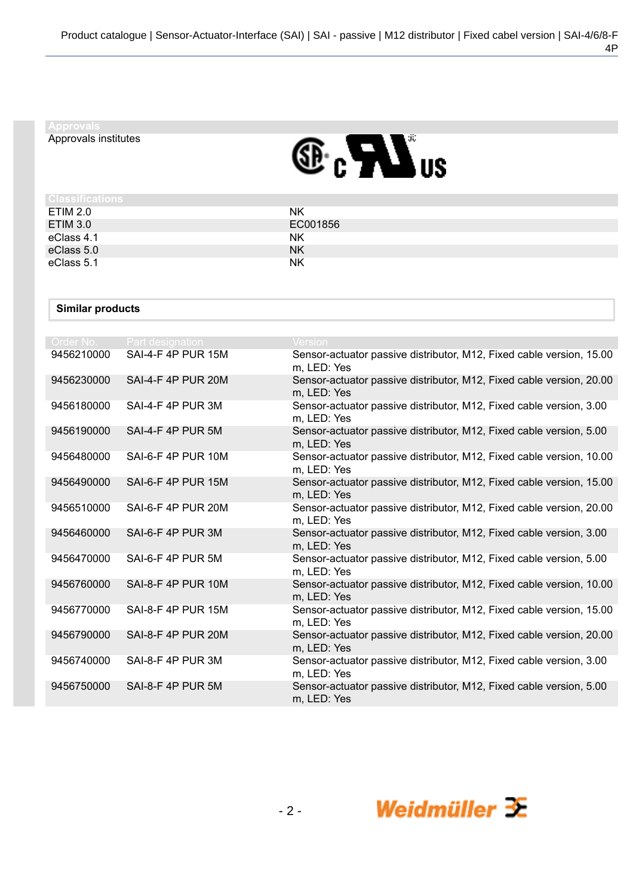## Approvals

| | |
|---|---|
| Approvals institutes | |

## Classifications

| | |
|---|---|
| ETIM 2.0 | NK |
| ETIM 3.0 | EC001856 |
| eClass 4.1 | NK |
| eClass 5.0 | NK |
| eClass 5.1 | NK |

**Similar products**

| Order No. | Part designation | Version |
|---|---|---|
| 9456210000 | SAI-4-F 4P PUR 15M | Sensor-actuator passive distributor, M12, Fixed cable version, 15.00 m, LED: Yes |
| 9456230000 | SAI-4-F 4P PUR 20M | Sensor-actuator passive distributor, M12, Fixed cable version, 20.00 m, LED: Yes |
| 9456180000 | SAI-4-F 4P PUR 3M | Sensor-actuator passive distributor, M12, Fixed cable version, 3.00 m, LED: Yes |
| 9456190000 | SAI-4-F 4P PUR 5M | Sensor-actuator passive distributor, M12, Fixed cable version, 5.00 m, LED: Yes |
| 9456480000 | SAI-6-F 4P PUR 10M | Sensor-actuator passive distributor, M12, Fixed cable version, 10.00 m, LED: Yes |
| 9456490000 | SAI-6-F 4P PUR 15M | Sensor-actuator passive distributor, M12, Fixed cable version, 15.00 m, LED: Yes |
| 9456510000 | SAI-6-F 4P PUR 20M | Sensor-actuator passive distributor, M12, Fixed cable version, 20.00 m, LED: Yes |
| 9456460000 | SAI-6-F 4P PUR 3M | Sensor-actuator passive distributor, M12, Fixed cable version, 3.00 m, LED: Yes |
| 9456470000 | SAI-6-F 4P PUR 5M | Sensor-actuator passive distributor, M12, Fixed cable version, 5.00 m, LED: Yes |
| 9456760000 | SAI-8-F 4P PUR 10M | Sensor-actuator passive distributor, M12, Fixed cable version, 10.00 m, LED: Yes |
| 9456770000 | SAI-8-F 4P PUR 15M | Sensor-actuator passive distributor, M12, Fixed cable version, 15.00 m, LED: Yes |
| 9456790000 | SAI-8-F 4P PUR 20M | Sensor-actuator passive distributor, M12, Fixed cable version, 20.00 m, LED: Yes |
| 9456740000 | SAI-8-F 4P PUR 3M | Sensor-actuator passive distributor, M12, Fixed cable version, 3.00 m, LED: Yes |
| 9456750000 | SAI-8-F 4P PUR 5M | Sensor-actuator passive distributor, M12, Fixed cable version, 5.00 m, LED: Yes |